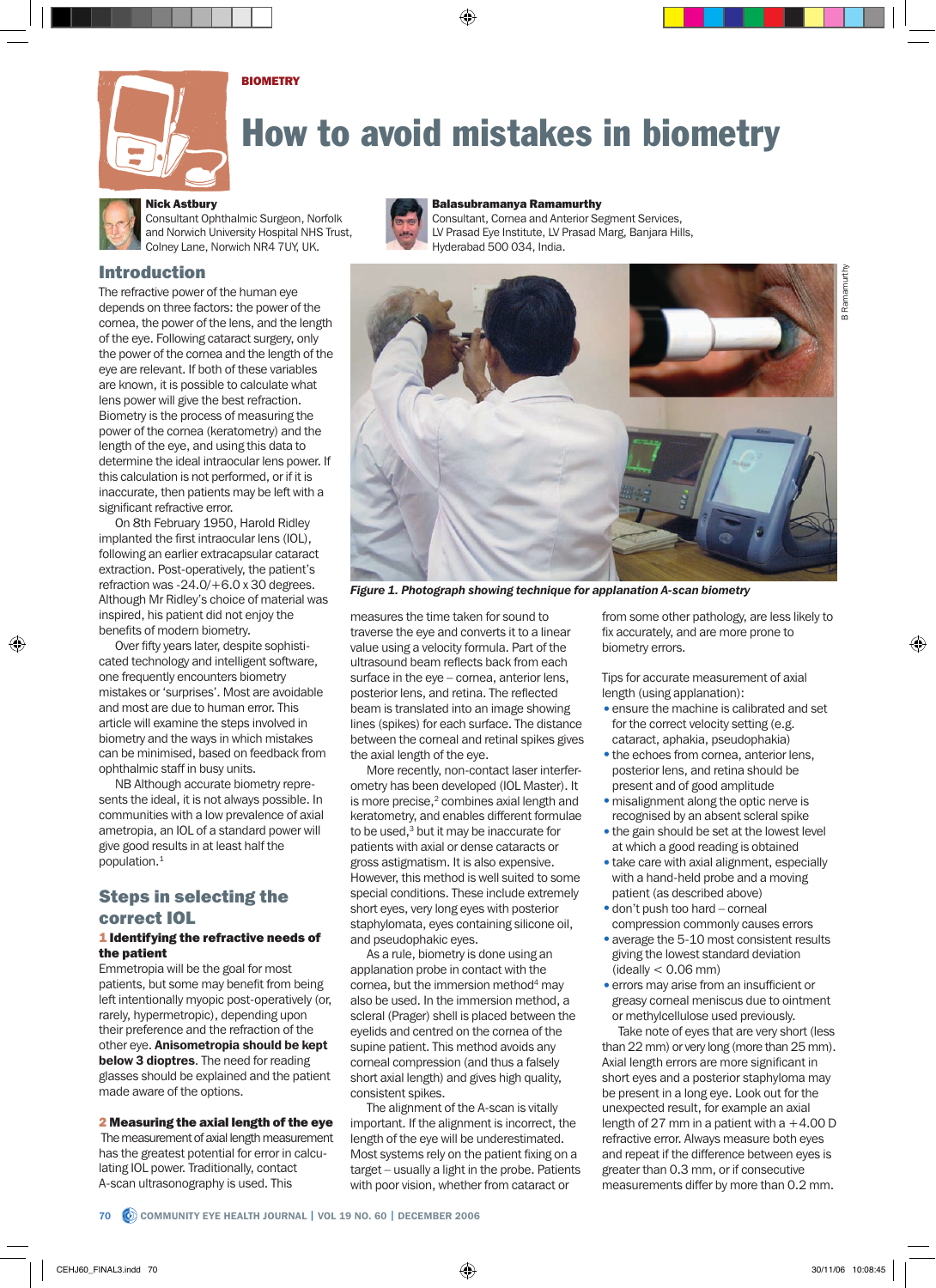BIOMETRY

# How to avoid mistakes in biometry

**Nick Astbury**
Consultant Ophthalmic Surgeon, Norfolk and Norwich University Hospital NHS Trust, Colney Lane, Norwich NR4 7UY, UK.

**Balasubramanya Ramamurthy**
Consultant, Cornea and Anterior Segment Services, LV Prasad Eye Institute, LV Prasad Marg, Banjara Hills, Hyderabad 500 034, India.

## Introduction

The refractive power of the human eye depends on three factors: the power of the cornea, the power of the lens, and the length of the eye. Following cataract surgery, only the power of the cornea and the length of the eye are relevant. If both of these variables are known, it is possible to calculate what lens power will give the best refraction. Biometry is the process of measuring the power of the cornea (keratometry) and the length of the eye, and using this data to determine the ideal intraocular lens power. If this calculation is not performed, or if it is inaccurate, then patients may be left with a significant refractive error.

On 8th February 1950, Harold Ridley implanted the first intraocular lens (IOL), following an earlier extracapsular cataract extraction. Post-operatively, the patient's refraction was -24.0/+6.0 x 30 degrees. Although Mr Ridley's choice of material was inspired, his patient did not enjoy the benefits of modern biometry.

Over fifty years later, despite sophisticated technology and intelligent software, one frequently encounters biometry mistakes or 'surprises'. Most are avoidable and most are due to human error. This article will examine the steps involved in biometry and the ways in which mistakes can be minimised, based on feedback from ophthalmic staff in busy units.

NB Although accurate biometry represents the ideal, it is not always possible. In communities with a low prevalence of axial ametropia, an IOL of a standard power will give good results in at least half the population.[1]

## Steps in selecting the correct IOL

### 1 Identifying the refractive needs of the patient

Emmetropia will be the goal for most patients, but some may benefit from being left intentionally myopic post-operatively (or, rarely, hypermetropic), depending upon their preference and the refraction of the other eye. **Anisometropia should be kept below 3 dioptres**. The need for reading glasses should be explained and the patient made aware of the options.

### 2 Measuring the axial length of the eye

The measurement of axial length measurement has the greatest potential for error in calculating IOL power. Traditionally, contact A-scan ultrasonography is used. This measures the time taken for sound to traverse the eye and converts it to a linear value using a velocity formula. Part of the ultrasound beam reflects back from each surface in the eye – cornea, anterior lens, posterior lens, and retina. The reflected beam is translated into an image showing lines (spikes) for each surface. The distance between the corneal and retinal spikes gives the axial length of the eye.

*Figure 1. Photograph showing technique for applanation A-scan biometry*

More recently, non-contact laser interferometry has been developed (IOL Master). It is more precise,[2] combines axial length and keratometry, and enables different formulae to be used,[3] but it may be inaccurate for patients with axial or dense cataracts or gross astigmatism. It is also expensive. However, this method is well suited to some special conditions. These include extremely short eyes, very long eyes with posterior staphylomata, eyes containing silicone oil, and pseudophakic eyes.

As a rule, biometry is done using an applanation probe in contact with the cornea, but the immersion method[4] may also be used. In the immersion method, a scleral (Prager) shell is placed between the eyelids and centred on the cornea of the supine patient. This method avoids any corneal compression (and thus a falsely short axial length) and gives high quality, consistent spikes.

The alignment of the A-scan is vitally important. If the alignment is incorrect, the length of the eye will be underestimated. Most systems rely on the patient fixing on a target – usually a light in the probe. Patients with poor vision, whether from cataract or from some other pathology, are less likely to fix accurately, and are more prone to biometry errors.

Tips for accurate measurement of axial length (using applanation):

- ensure the machine is calibrated and set for the correct velocity setting (e.g. cataract, aphakia, pseudophakia)
- the echoes from cornea, anterior lens, posterior lens, and retina should be present and of good amplitude
- misalignment along the optic nerve is recognised by an absent scleral spike
- the gain should be set at the lowest level at which a good reading is obtained
- take care with axial alignment, especially with a hand-held probe and a moving patient (as described above)
- don't push too hard – corneal compression commonly causes errors
- average the 5-10 most consistent results giving the lowest standard deviation (ideally $< 0.06$ mm)
- errors may arise from an insufficient or greasy corneal meniscus due to ointment or methylcellulose used previously.

Take note of eyes that are very short (less than 22 mm) or very long (more than 25 mm). Axial length errors are more significant in short eyes and a posterior staphyloma may be present in a long eye. Look out for the unexpected result, for example an axial length of 27 mm in a patient with a +4.00 D refractive error. Always measure both eyes and repeat if the difference between eyes is greater than 0.3 mm, or if consecutive measurements differ by more than 0.2 mm.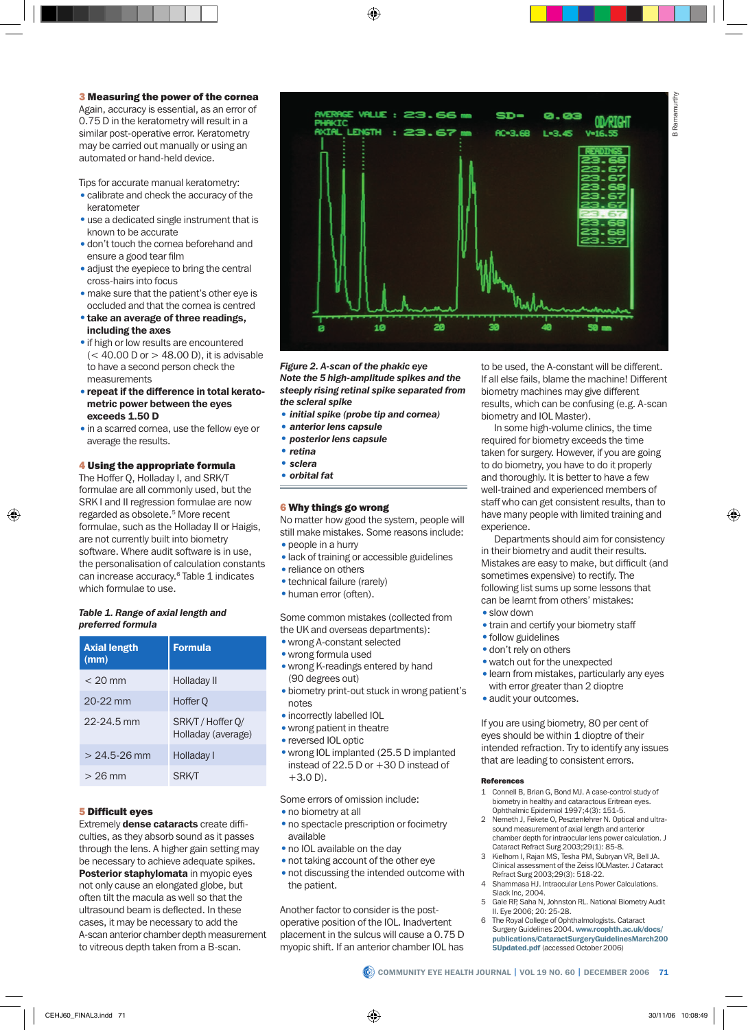## 3 Measuring the power of the cornea

Again, accuracy is essential, as an error of 0.75 D in the keratometry will result in a similar post-operative error. Keratometry may be carried out manually or using an automated or hand-held device.

Tips for accurate manual keratometry:

- calibrate and check the accuracy of the keratometer
- use a dedicated single instrument that is known to be accurate
- don't touch the cornea beforehand and ensure a good tear film
- adjust the eyepiece to bring the central cross-hairs into focus
- make sure that the patient's other eye is occluded and that the cornea is centred
- **take an average of three readings, including the axes**
- if high or low results are encountered (< 40.00 D or > 48.00 D), it is advisable to have a second person check the measurements
- **repeat if the difference in total kerato-metric power between the eyes exceeds 1.50 D**
- in a scarred cornea, use the fellow eye or average the results.

## 4 Using the appropriate formula

The Hoffer Q, Holladay I, and SRK/T formulae are all commonly used, but the SRK I and II regression formulae are now regarded as obsolete.[5] More recent formulae, such as the Holladay II or Haigis, are not currently built into biometry software. Where audit software is in use, the personalisation of calculation constants can increase accuracy.[6] Table 1 indicates which formulae to use.

*Table 1. Range of axial length and preferred formula*

| Axial length (mm) | Formula |
|---|---|
| < 20 mm | Holladay II |
| 20-22 mm | Hoffer Q |
| 22-24.5 mm | SRK/T / Hoffer Q/ Holladay (average) |
| > 24.5-26 mm | Holladay I |
| > 26 mm | SRK/T |

## 5 Difficult eyes

Extremely **dense cataracts** create difficulties, as they absorb sound as it passes through the lens. A higher gain setting may be necessary to achieve adequate spikes. **Posterior staphylomata** in myopic eyes not only cause an elongated globe, but often tilt the macula as well so that the ultrasound beam is deflected. In these cases, it may be necessary to add the A-scan anterior chamber depth measurement to vitreous depth taken from a B-scan.

AVERAGE VALUE : 23.66 mm SD= 0.03 OD/RIGHT
PHAKIC
AXIAL LENGTH : 23.67 mm AC=3.68 L=3.45 V=16.55
READINGS
23.68
23.67
23.67
23.68
23.67
23.67
23.67
23.68
23.68
23.57
0 10 20 30 40 50 mm

B Ramamurthy

***Figure 2. A-scan of the phakic eye***
***Note the 5 high-amplitude spikes and the steeply rising retinal spike separated from the scleral spike***

- ***initial spike (probe tip and cornea)***
- ***anterior lens capsule***
- ***posterior lens capsule***
- ***retina***
- ***sclera***
- ***orbital fat***

## 6 Why things go wrong

No matter how good the system, people will still make mistakes. Some reasons include:

- people in a hurry
- lack of training or accessible guidelines
- reliance on others
- technical failure (rarely)
- human error (often).

Some common mistakes (collected from the UK and overseas departments):

- wrong A-constant selected
- wrong formula used
- wrong K-readings entered by hand (90 degrees out)
- biometry print-out stuck in wrong patient's notes
- incorrectly labelled IOL
- wrong patient in theatre
- reversed IOL optic
- wrong IOL implanted (25.5 D implanted instead of 22.5 D or +30 D instead of +3.0 D).

Some errors of omission include:

- no biometry at all
- no spectacle prescription or focimetry available
- no IOL available on the day
- not taking account of the other eye
- not discussing the intended outcome with the patient.

Another factor to consider is the post-operative position of the IOL. Inadvertent placement in the sulcus will cause a 0.75 D myopic shift. If an anterior chamber IOL has to be used, the A-constant will be different. If all else fails, blame the machine! Different biometry machines may give different results, which can be confusing (e.g. A-scan biometry and IOL Master).

In some high-volume clinics, the time required for biometry exceeds the time taken for surgery. However, if you are going to do biometry, you have to do it properly and thoroughly. It is better to have a few well-trained and experienced members of staff who can get consistent results, than to have many people with limited training and experience.

Departments should aim for consistency in their biometry and audit their results. Mistakes are easy to make, but difficult (and sometimes expensive) to rectify. The following list sums up some lessons that can be learnt from others' mistakes:

- slow down
- train and certify your biometry staff
- follow guidelines
- don't rely on others
- watch out for the unexpected
- learn from mistakes, particularly any eyes with error greater than 2 dioptre
- audit your outcomes.

If you are using biometry, 80 per cent of eyes should be within 1 dioptre of their intended refraction. Try to identify any issues that are leading to consistent errors.

### References

1. Connell B, Brian G, Bond MJ. A case-control study of biometry in healthy and cataractous Eritrean eyes. Ophthalmic Epidemiol 1997;4(3): 151-5.
2. Nemeth J, Fekete O, Pesztenlehrer N. Optical and ultrasound measurement of axial length and anterior chamber depth for intraocular lens power calculation. J Cataract Refract Surg 2003;29(1): 85-8.
3. Kielhorn I, Rajan MS, Tesha PM, Subryan VR, Bell JA. Clinical assessment of the Zeiss IOLMaster. J Cataract Refract Surg 2003;29(3): 518-22.
4. Shammasa HJ. Intraocular Lens Power Calculations. Slack Inc, 2004.
5. Gale RP, Saha N, Johnston RL. National Biometry Audit II. Eye 2006; 20: 25-28.
6. The Royal College of Ophthalmologists. Cataract Surgery Guidelines 2004. **www.rcophth.ac.uk/docs/publications/CataractSurgeryGuidelinesMarch2005Updated.pdf** (accessed October 2006)